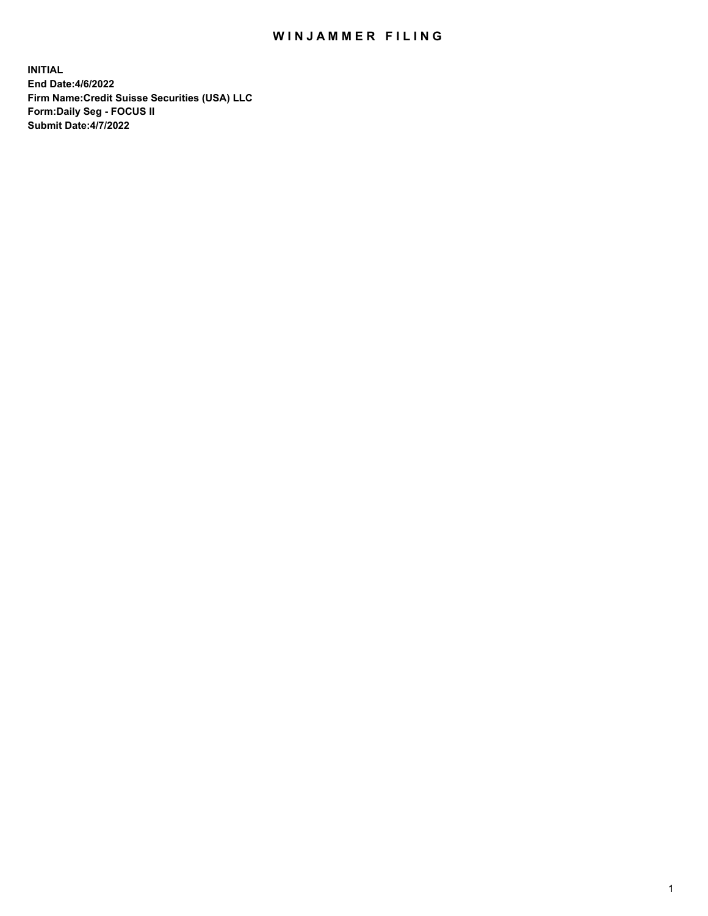# WINJAMMER FILING

**INITIAL**
**End Date:4/6/2022**
**Firm Name:Credit Suisse Securities (USA) LLC**
**Form:Daily Seg - FOCUS II**
**Submit Date:4/7/2022**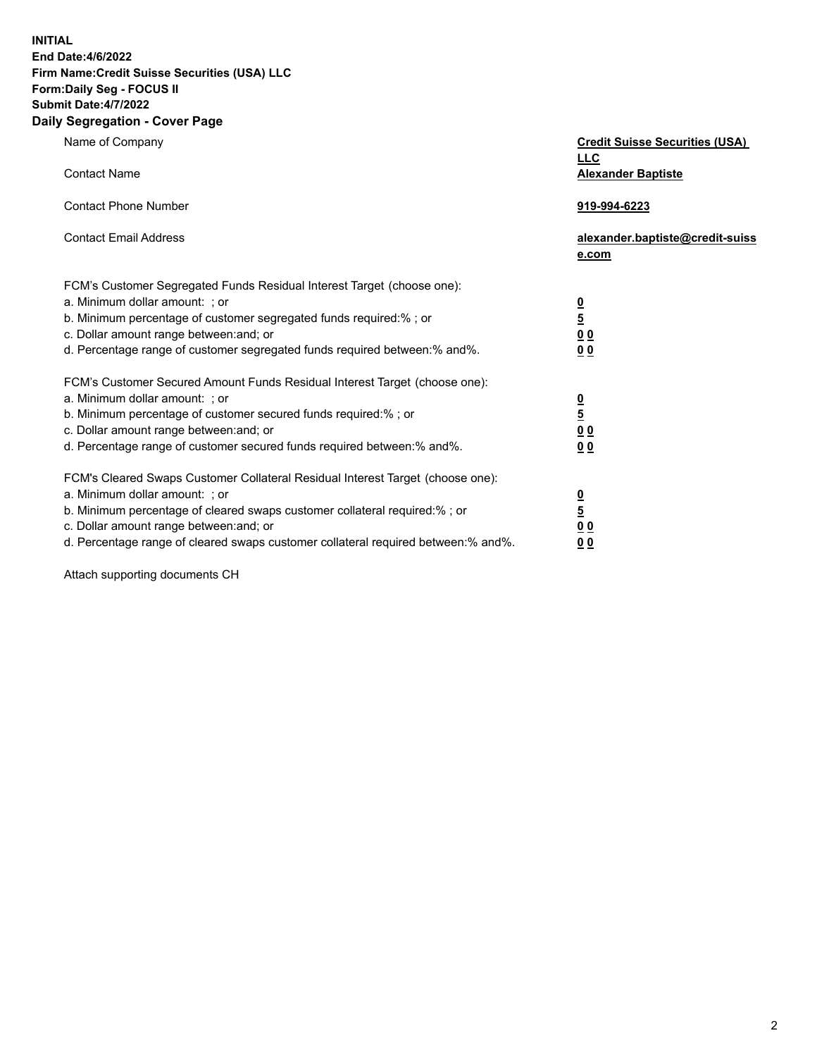**INITIAL**
**End Date:4/6/2022**
**Firm Name:Credit Suisse Securities (USA) LLC**
**Form:Daily Seg - FOCUS II**
**Submit Date:4/7/2022**

## Daily Segregation - Cover Page

| | |
|---|---|
| Name of Company | **Credit Suisse Securities (USA) LLC** |
| Contact Name | **Alexander Baptiste** |
| Contact Phone Number | **919-994-6223** |
| Contact Email Address | **alexander.baptiste@credit-suisse.com** |

| | |
|---|---|
| FCM's Customer Segregated Funds Residual Interest Target (choose one): | |
| a. Minimum dollar amount: ; or | **0** |
| b. Minimum percentage of customer segregated funds required:% ; or | **5** |
| c. Dollar amount range between:and; or | **0 0** |
| d. Percentage range of customer segregated funds required between:% and%. | **0 0** |
| FCM's Customer Secured Amount Funds Residual Interest Target (choose one): | |
| a. Minimum dollar amount: ; or | **0** |
| b. Minimum percentage of customer secured funds required:% ; or | **5** |
| c. Dollar amount range between:and; or | **0 0** |
| d. Percentage range of customer secured funds required between:% and%. | **0 0** |
| FCM's Cleared Swaps Customer Collateral Residual Interest Target (choose one): | |
| a. Minimum dollar amount: ; or | **0** |
| b. Minimum percentage of cleared swaps customer collateral required:% ; or | **5** |
| c. Dollar amount range between:and; or | **0 0** |
| d. Percentage range of cleared swaps customer collateral required between:% and%. | **0 0** |

Attach supporting documents CH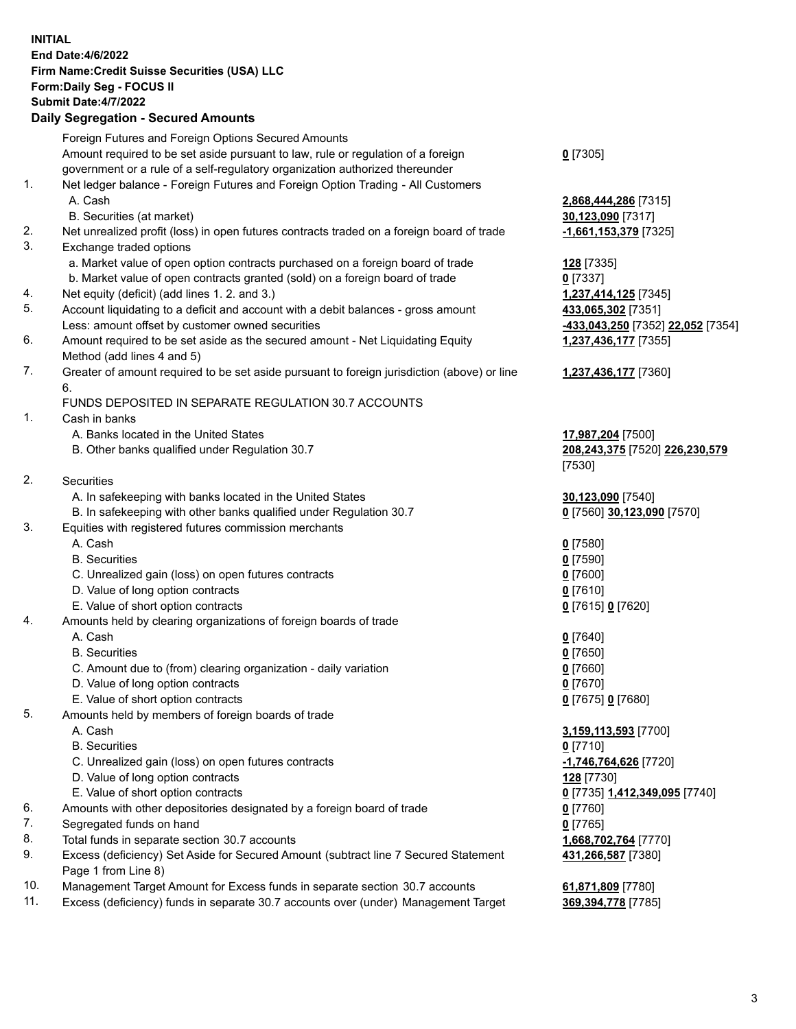**INITIAL**
**End Date:4/6/2022**
**Firm Name:Credit Suisse Securities (USA) LLC**
**Form:Daily Seg - FOCUS II**
**Submit Date:4/7/2022**

## Daily Segregation - Secured Amounts

| | | |
|---|---|---|
| | Foreign Futures and Foreign Options Secured Amounts | |
| | Amount required to be set aside pursuant to law, rule or regulation of a foreign government or a rule of a self-regulatory organization authorized thereunder | **0** [7305] |
| 1. | Net ledger balance - Foreign Futures and Foreign Option Trading - All Customers | |
| | A. Cash | **2,868,444,286** [7315] |
| | B. Securities (at market) | **30,123,090** [7317] |
| 2. | Net unrealized profit (loss) in open futures contracts traded on a foreign board of trade | **-1,661,153,379** [7325] |
| 3. | Exchange traded options | |
| | a. Market value of open option contracts purchased on a foreign board of trade | **128** [7335] |
| | b. Market value of open contracts granted (sold) on a foreign board of trade | **0** [7337] |
| 4. | Net equity (deficit) (add lines 1. 2. and 3.) | **1,237,414,125** [7345] |
| 5. | Account liquidating to a deficit and account with a debit balances - gross amount | **433,065,302** [7351] |
| | Less: amount offset by customer owned securities | **-433,043,250** [7352] **22,052** [7354] |
| 6. | Amount required to be set aside as the secured amount - Net Liquidating Equity Method (add lines 4 and 5) | **1,237,436,177** [7355] |
| 7. | Greater of amount required to be set aside pursuant to foreign jurisdiction (above) or line 6. | **1,237,436,177** [7360] |
| | FUNDS DEPOSITED IN SEPARATE REGULATION 30.7 ACCOUNTS | |
| 1. | Cash in banks | |
| | A. Banks located in the United States | **17,987,204** [7500] |
| | B. Other banks qualified under Regulation 30.7 | **208,243,375** [7520] **226,230,579** [7530] |
| 2. | Securities | |
| | A. In safekeeping with banks located in the United States | **30,123,090** [7540] |
| | B. In safekeeping with other banks qualified under Regulation 30.7 | **0** [7560] **30,123,090** [7570] |
| 3. | Equities with registered futures commission merchants | |
| | A. Cash | **0** [7580] |
| | B. Securities | **0** [7590] |
| | C. Unrealized gain (loss) on open futures contracts | **0** [7600] |
| | D. Value of long option contracts | **0** [7610] |
| | E. Value of short option contracts | **0** [7615] **0** [7620] |
| 4. | Amounts held by clearing organizations of foreign boards of trade | |
| | A. Cash | **0** [7640] |
| | B. Securities | **0** [7650] |
| | C. Amount due to (from) clearing organization - daily variation | **0** [7660] |
| | D. Value of long option contracts | **0** [7670] |
| | E. Value of short option contracts | **0** [7675] **0** [7680] |
| 5. | Amounts held by members of foreign boards of trade | |
| | A. Cash | **3,159,113,593** [7700] |
| | B. Securities | **0** [7710] |
| | C. Unrealized gain (loss) on open futures contracts | **-1,746,764,626** [7720] |
| | D. Value of long option contracts | **128** [7730] |
| | E. Value of short option contracts | **0** [7735] **1,412,349,095** [7740] |
| 6. | Amounts with other depositories designated by a foreign board of trade | **0** [7760] |
| 7. | Segregated funds on hand | **0** [7765] |
| 8. | Total funds in separate section 30.7 accounts | **1,668,702,764** [7770] |
| 9. | Excess (deficiency) Set Aside for Secured Amount (subtract line 7 Secured Statement Page 1 from Line 8) | **431,266,587** [7380] |
| 10. | Management Target Amount for Excess funds in separate section 30.7 accounts | **61,871,809** [7780] |
| 11. | Excess (deficiency) funds in separate 30.7 accounts over (under) Management Target | **369,394,778** [7785] |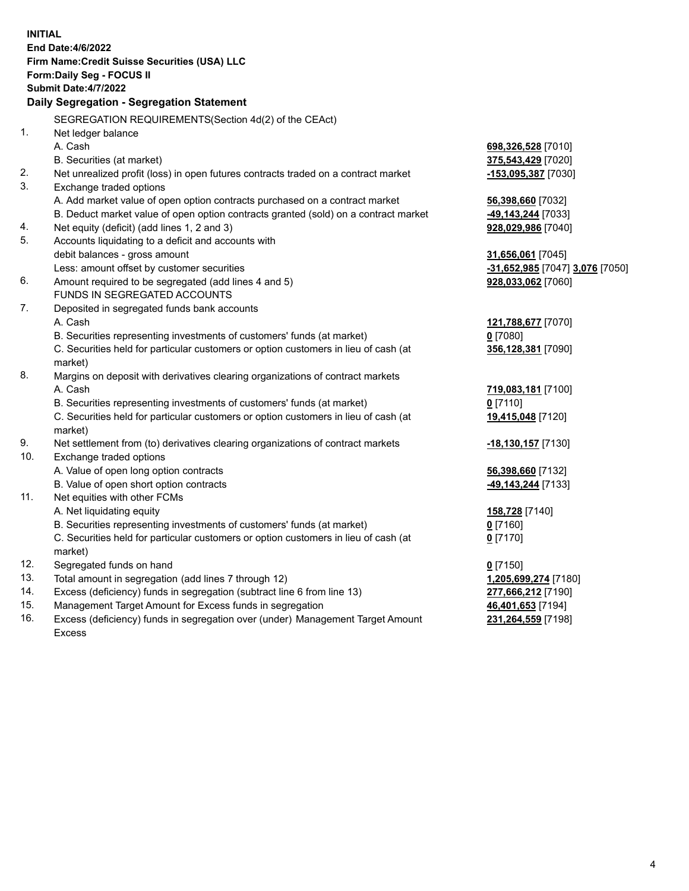**INITIAL**
**End Date:4/6/2022**
**Firm Name:Credit Suisse Securities (USA) LLC**
**Form:Daily Seg - FOCUS II**
**Submit Date:4/7/2022**

## Daily Segregation - Segregation Statement

| | | |
|---|---|---|
| | SEGREGATION REQUIREMENTS(Section 4d(2) of the CEAct) | |
| 1. | Net ledger balance | |
| | A. Cash | **698,326,528** [7010] |
| | B. Securities (at market) | **375,543,429** [7020] |
| 2. | Net unrealized profit (loss) in open futures contracts traded on a contract market | **-153,095,387** [7030] |
| 3. | Exchange traded options | |
| | A. Add market value of open option contracts purchased on a contract market | **56,398,660** [7032] |
| | B. Deduct market value of open option contracts granted (sold) on a contract market | **-49,143,244** [7033] |
| 4. | Net equity (deficit) (add lines 1, 2 and 3) | **928,029,986** [7040] |
| 5. | Accounts liquidating to a deficit and accounts with debit balances - gross amount | **31,656,061** [7045] |
| | Less: amount offset by customer securities | **-31,652,985** [7047] **3,076** [7050] |
| 6. | Amount required to be segregated (add lines 4 and 5) | **928,033,062** [7060] |
| | FUNDS IN SEGREGATED ACCOUNTS | |
| 7. | Deposited in segregated funds bank accounts | |
| | A. Cash | **121,788,677** [7070] |
| | B. Securities representing investments of customers' funds (at market) | **0** [7080] |
| | C. Securities held for particular customers or option customers in lieu of cash (at market) | **356,128,381** [7090] |
| 8. | Margins on deposit with derivatives clearing organizations of contract markets | |
| | A. Cash | **719,083,181** [7100] |
| | B. Securities representing investments of customers' funds (at market) | **0** [7110] |
| | C. Securities held for particular customers or option customers in lieu of cash (at market) | **19,415,048** [7120] |
| 9. | Net settlement from (to) derivatives clearing organizations of contract markets | **-18,130,157** [7130] |
| 10. | Exchange traded options | |
| | A. Value of open long option contracts | **56,398,660** [7132] |
| | B. Value of open short option contracts | **-49,143,244** [7133] |
| 11. | Net equities with other FCMs | |
| | A. Net liquidating equity | **158,728** [7140] |
| | B. Securities representing investments of customers' funds (at market) | **0** [7160] |
| | C. Securities held for particular customers or option customers in lieu of cash (at market) | **0** [7170] |
| 12. | Segregated funds on hand | **0** [7150] |
| 13. | Total amount in segregation (add lines 7 through 12) | **1,205,699,274** [7180] |
| 14. | Excess (deficiency) funds in segregation (subtract line 6 from line 13) | **277,666,212** [7190] |
| 15. | Management Target Amount for Excess funds in segregation | **46,401,653** [7194] |
| 16. | Excess (deficiency) funds in segregation over (under) Management Target Amount Excess | **231,264,559** [7198] |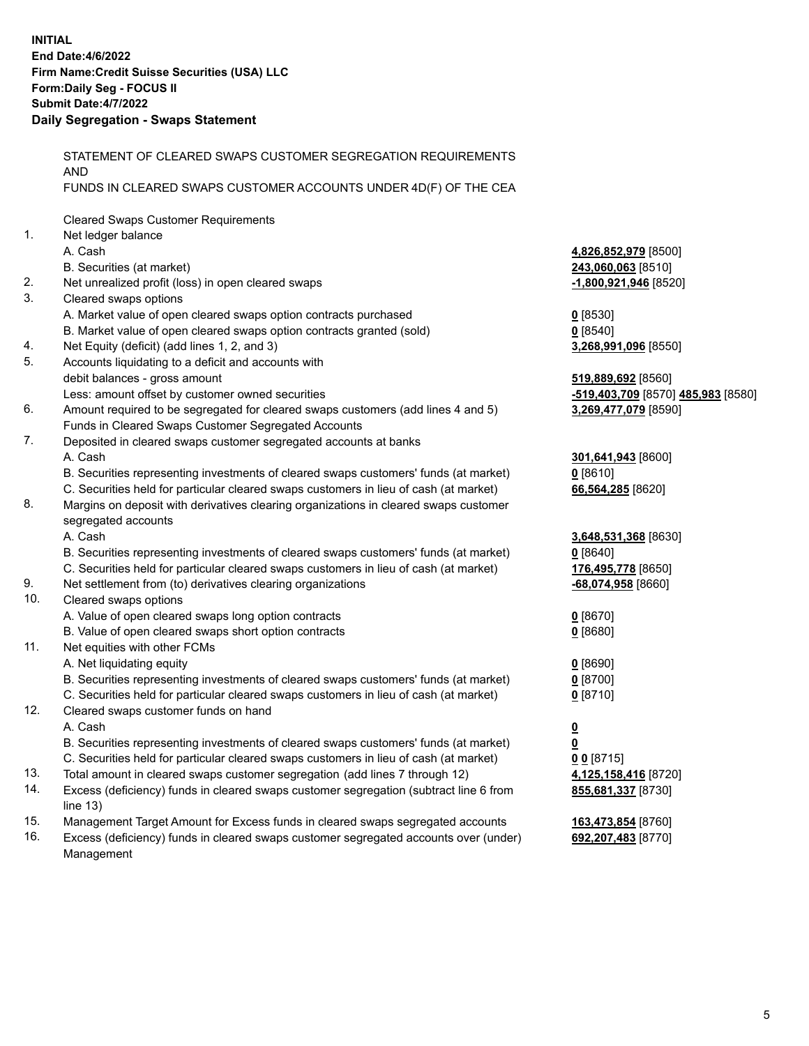**INITIAL**
**End Date:4/6/2022**
**Firm Name:Credit Suisse Securities (USA) LLC**
**Form:Daily Seg - FOCUS II**
**Submit Date:4/7/2022**

## Daily Segregation - Swaps Statement

STATEMENT OF CLEARED SWAPS CUSTOMER SEGREGATION REQUIREMENTS AND FUNDS IN CLEARED SWAPS CUSTOMER ACCOUNTS UNDER 4D(F) OF THE CEA

| | | |
|---|---|---|
| | Cleared Swaps Customer Requirements | |
| 1. | Net ledger balance | |
| | A. Cash | **4,826,852,979** [8500] |
| | B. Securities (at market) | **243,060,063** [8510] |
| 2. | Net unrealized profit (loss) in open cleared swaps | **-1,800,921,946** [8520] |
| 3. | Cleared swaps options | |
| | A. Market value of open cleared swaps option contracts purchased | **0** [8530] |
| | B. Market value of open cleared swaps option contracts granted (sold) | **0** [8540] |
| 4. | Net Equity (deficit) (add lines 1, 2, and 3) | **3,268,991,096** [8550] |
| 5. | Accounts liquidating to a deficit and accounts with debit balances - gross amount | **519,889,692** [8560] |
| | Less: amount offset by customer owned securities | **-519,403,709** [8570] **485,983** [8580] |
| 6. | Amount required to be segregated for cleared swaps customers (add lines 4 and 5) | **3,269,477,079** [8590] |
| | Funds in Cleared Swaps Customer Segregated Accounts | |
| 7. | Deposited in cleared swaps customer segregated accounts at banks | |
| | A. Cash | **301,641,943** [8600] |
| | B. Securities representing investments of cleared swaps customers' funds (at market) | **0** [8610] |
| | C. Securities held for particular cleared swaps customers in lieu of cash (at market) | **66,564,285** [8620] |
| 8. | Margins on deposit with derivatives clearing organizations in cleared swaps customer segregated accounts | |
| | A. Cash | **3,648,531,368** [8630] |
| | B. Securities representing investments of cleared swaps customers' funds (at market) | **0** [8640] |
| | C. Securities held for particular cleared swaps customers in lieu of cash (at market) | **176,495,778** [8650] |
| 9. | Net settlement from (to) derivatives clearing organizations | **-68,074,958** [8660] |
| 10. | Cleared swaps options | |
| | A. Value of open cleared swaps long option contracts | **0** [8670] |
| | B. Value of open cleared swaps short option contracts | **0** [8680] |
| 11. | Net equities with other FCMs | |
| | A. Net liquidating equity | **0** [8690] |
| | B. Securities representing investments of cleared swaps customers' funds (at market) | **0** [8700] |
| | C. Securities held for particular cleared swaps customers in lieu of cash (at market) | **0** [8710] |
| 12. | Cleared swaps customer funds on hand | |
| | A. Cash | **0** |
| | B. Securities representing investments of cleared swaps customers' funds (at market) | **0** |
| | C. Securities held for particular cleared swaps customers in lieu of cash (at market) | **0** **0** [8715] |
| 13. | Total amount in cleared swaps customer segregation (add lines 7 through 12) | **4,125,158,416** [8720] |
| 14. | Excess (deficiency) funds in cleared swaps customer segregation (subtract line 6 from line 13) | **855,681,337** [8730] |
| 15. | Management Target Amount for Excess funds in cleared swaps segregated accounts | **163,473,854** [8760] |
| 16. | Excess (deficiency) funds in cleared swaps customer segregated accounts over (under) Management | **692,207,483** [8770] |